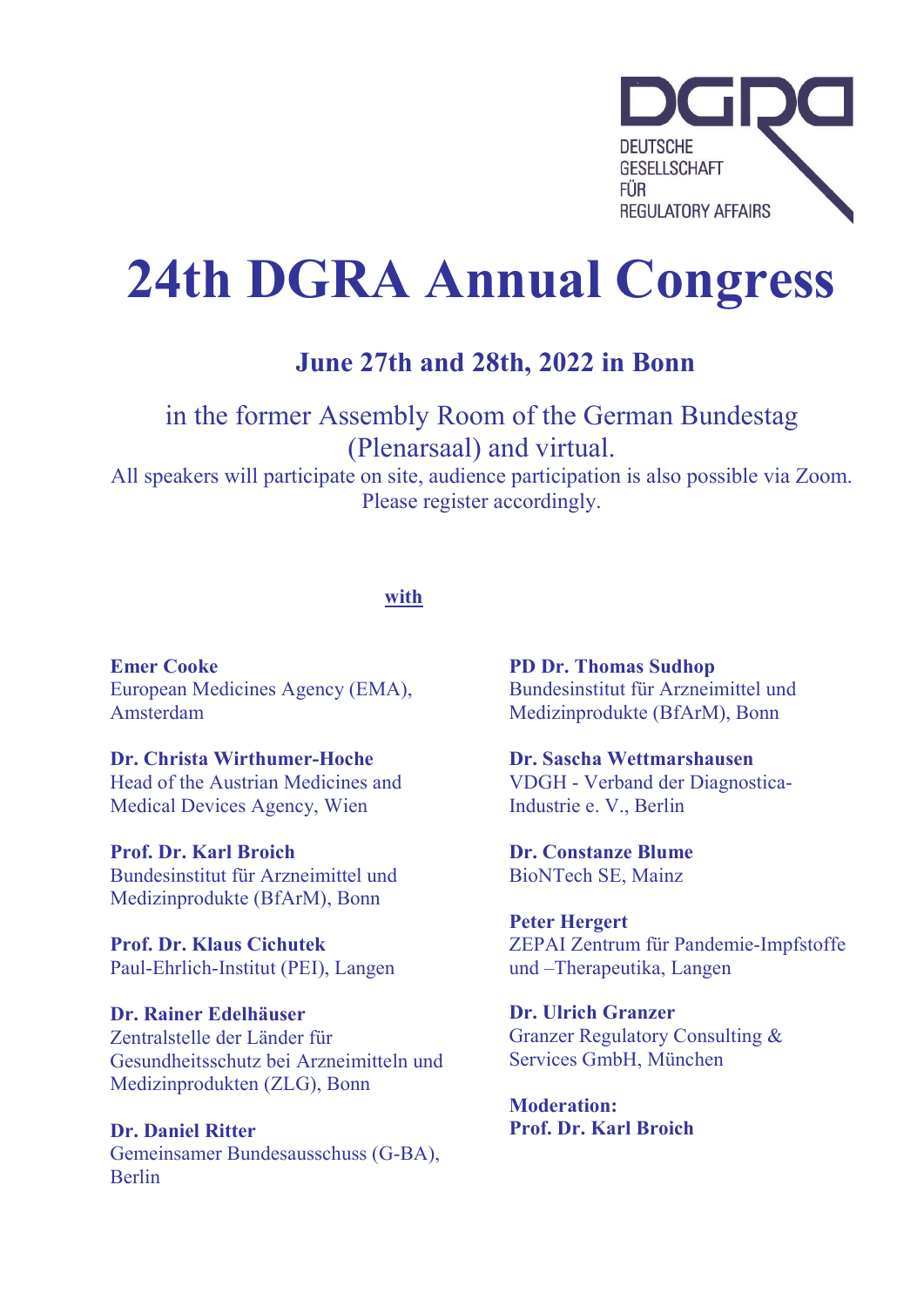DGRA

DEUTSCHE GESELLSCHAFT FÜR REGULATORY AFFAIRS

# 24th DGRA Annual Congress

## June 27th and 28th, 2022 in Bonn

in the former Assembly Room of the German Bundestag (Plenarsaal) and virtual.

All speakers will participate on site, audience participation is also possible via Zoom. Please register accordingly.

**with**

**Emer Cooke**
European Medicines Agency (EMA), Amsterdam

**Dr. Christa Wirthumer-Hoche**
Head of the Austrian Medicines and Medical Devices Agency, Wien

**Prof. Dr. Karl Broich**
Bundesinstitut für Arzneimittel und Medizinprodukte (BfArM), Bonn

**Prof. Dr. Klaus Cichutek**
Paul-Ehrlich-Institut (PEI), Langen

**Dr. Rainer Edelhäuser**
Zentralstelle der Länder für Gesundheitsschutz bei Arzneimitteln und Medizinprodukten (ZLG), Bonn

**Dr. Daniel Ritter**
Gemeinsamer Bundesausschuss (G-BA), Berlin

**PD Dr. Thomas Sudhop**
Bundesinstitut für Arzneimittel und Medizinprodukte (BfArM), Bonn

**Dr. Sascha Wettmarshausen**
VDGH - Verband der Diagnostica-Industrie e. V., Berlin

**Dr. Constanze Blume**
BioNTech SE, Mainz

**Peter Hergert**
ZEPAI Zentrum für Pandemie-Impfstoffe und –Therapeutika, Langen

**Dr. Ulrich Granzer**
Granzer Regulatory Consulting & Services GmbH, München

**Moderation:**
**Prof. Dr. Karl Broich**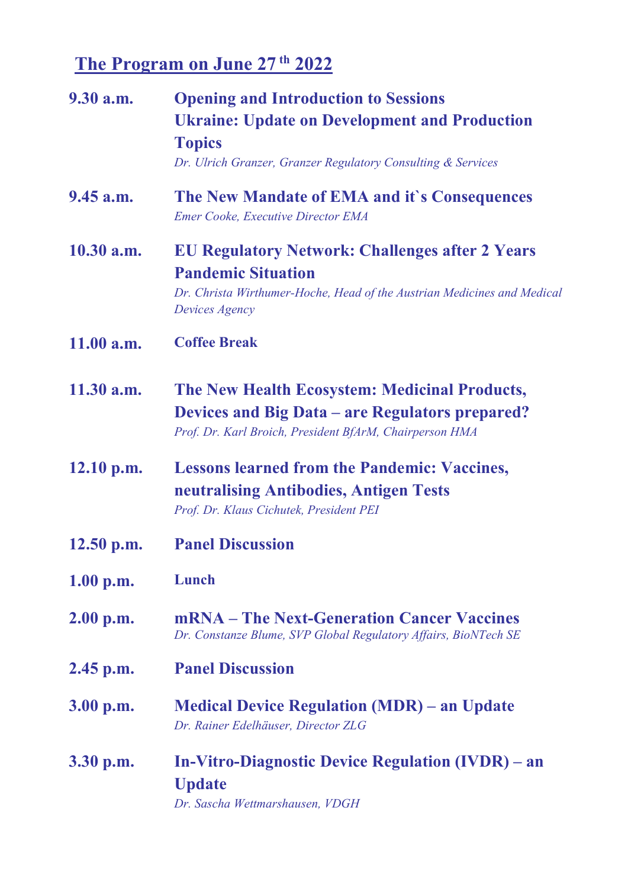## The Program on June 27 th 2022

**9.30 a.m.** **Opening and Introduction to Sessions**
**Ukraine: Update on Development and Production Topics**
*Dr. Ulrich Granzer, Granzer Regulatory Consulting & Services*

**9.45 a.m.** **The New Mandate of EMA and it`s Consequences**
*Emer Cooke, Executive Director EMA*

**10.30 a.m.** **EU Regulatory Network: Challenges after 2 Years Pandemic Situation**
*Dr. Christa Wirthumer-Hoche, Head of the Austrian Medicines and Medical Devices Agency*

**11.00 a.m.** **Coffee Break**

**11.30 a.m.** **The New Health Ecosystem: Medicinal Products, Devices and Big Data – are Regulators prepared?**
*Prof. Dr. Karl Broich, President BfArM, Chairperson HMA*

**12.10 p.m.** **Lessons learned from the Pandemic: Vaccines, neutralising Antibodies, Antigen Tests**
*Prof. Dr. Klaus Cichutek, President PEI*

**12.50 p.m.** **Panel Discussion**

**1.00 p.m.** **Lunch**

**2.00 p.m.** **mRNA – The Next-Generation Cancer Vaccines**
*Dr. Constanze Blume, SVP Global Regulatory Affairs, BioNTech SE*

**2.45 p.m.** **Panel Discussion**

**3.00 p.m.** **Medical Device Regulation (MDR) – an Update**
*Dr. Rainer Edelhäuser, Director ZLG*

**3.30 p.m.** **In-Vitro-Diagnostic Device Regulation (IVDR) – an Update**
*Dr. Sascha Wettmarshausen, VDGH*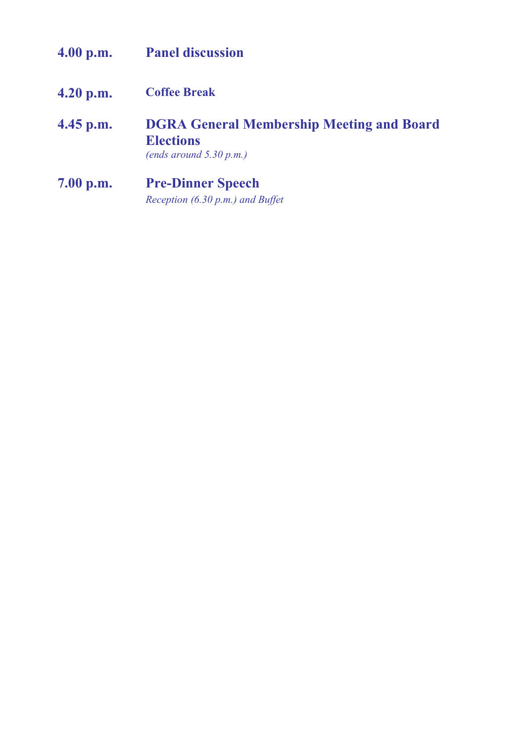**4.00 p.m.** **Panel discussion**

**4.20 p.m.** **Coffee Break**

**4.45 p.m.** **DGRA General Membership Meeting and Board Elections**
*(ends around 5.30 p.m.)*

**7.00 p.m.** **Pre-Dinner Speech**
*Reception (6.30 p.m.) and Buffet*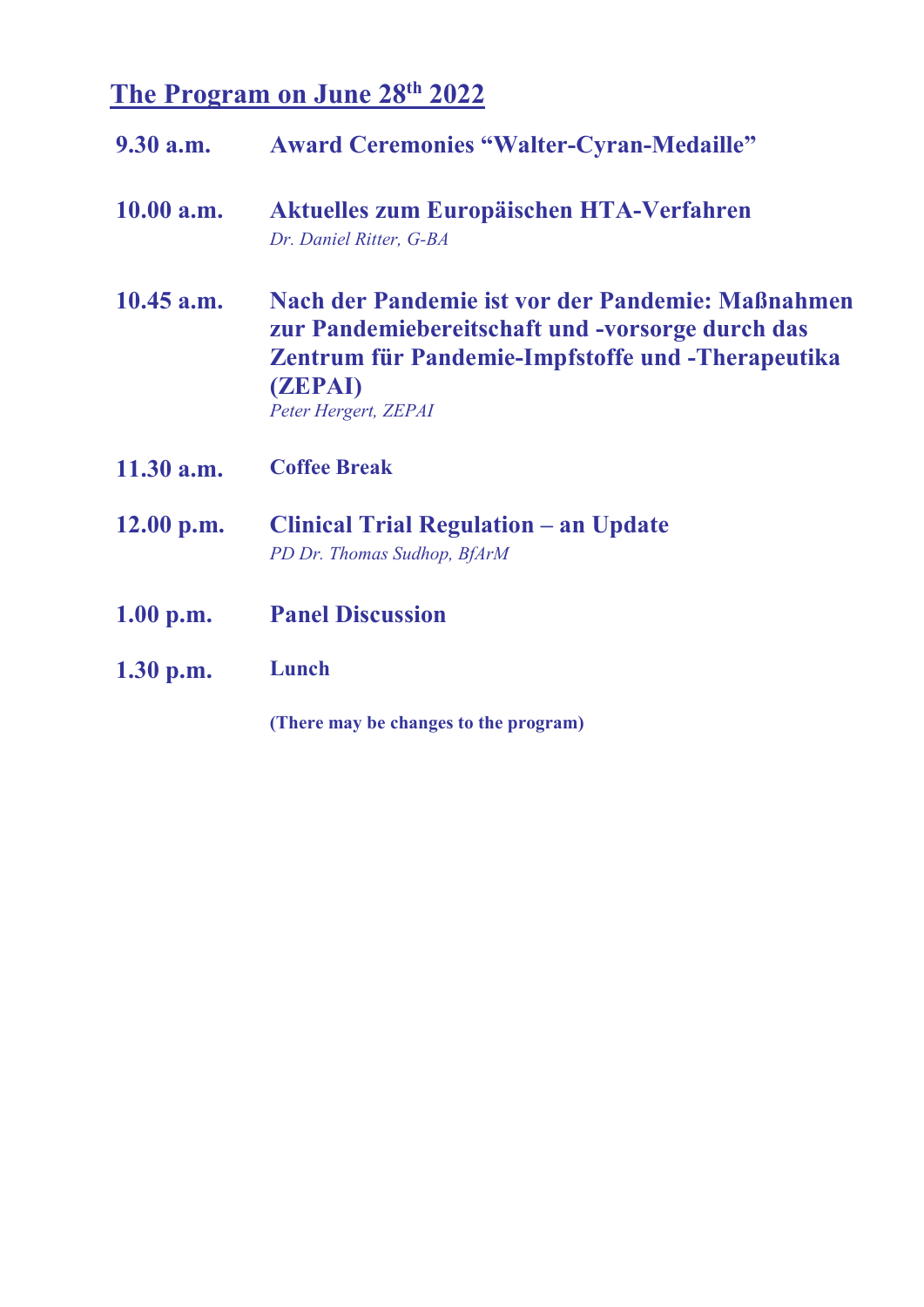## The Program on June 28th 2022

**9.30 a.m.** **Award Ceremonies "Walter-Cyran-Medaille"**

**10.00 a.m.** **Aktuelles zum Europäischen HTA-Verfahren**
*Dr. Daniel Ritter, G-BA*

**10.45 a.m.** **Nach der Pandemie ist vor der Pandemie: Maßnahmen zur Pandemiebereitschaft und -vorsorge durch das Zentrum für Pandemie-Impfstoffe und -Therapeutika (ZEPAI)**
*Peter Hergert, ZEPAI*

**11.30 a.m.** **Coffee Break**

**12.00 p.m.** **Clinical Trial Regulation – an Update**
*PD Dr. Thomas Sudhop, BfArM*

**1.00 p.m.** **Panel Discussion**

**1.30 p.m.** **Lunch**

**(There may be changes to the program)**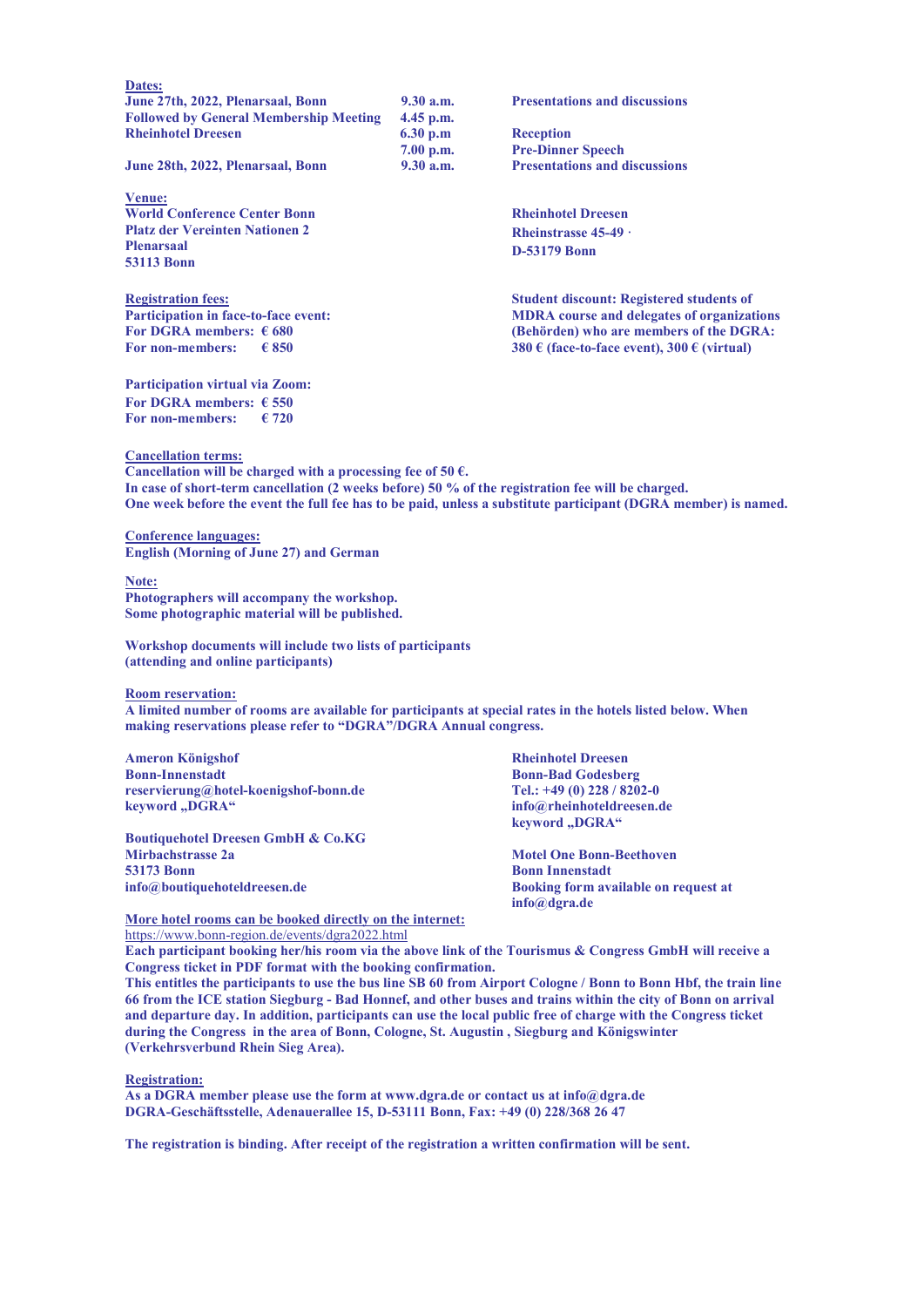**Dates:**

| | | |
|---|---|---|
| **June 27th, 2022, Plenarsaal, Bonn** | **9.30 a.m.** | **Presentations and discussions** |
| **Followed by General Membership Meeting** | **4.45 p.m.** | |
| **Rheinhotel Dreesen** | **6.30 p.m** | **Reception** |
| | **7.00 p.m.** | **Pre-Dinner Speech** |
| **June 28th, 2022, Plenarsaal, Bonn** | **9.30 a.m.** | **Presentations and discussions** |

**Venue:**

**World Conference Center Bonn**
**Platz der Vereinten Nationen 2**
**Plenarsaal**
**53113 Bonn**

**Rheinhotel Dreesen**
**Rheinstrasse 45-49 ·**
**D-53179 Bonn**

**Registration fees:**

**Participation in face-to-face event:**
**For DGRA members: € 680**
**For non-members: € 850**

**Student discount: Registered students of MDRA course and delegates of organizations (Behörden) who are members of the DGRA: 380 € (face-to-face event), 300 € (virtual)**

**Participation virtual via Zoom:**
**For DGRA members: € 550**
**For non-members: € 720**

**Cancellation terms:**

**Cancellation will be charged with a processing fee of 50 €.**
**In case of short-term cancellation (2 weeks before) 50 % of the registration fee will be charged.**
**One week before the event the full fee has to be paid, unless a substitute participant (DGRA member) is named.**

**Conference languages:**

**English (Morning of June 27) and German**

**Note:**

**Photographers will accompany the workshop.**
**Some photographic material will be published.**

**Workshop documents will include two lists of participants (attending and online participants)**

**Room reservation:**

**A limited number of rooms are available for participants at special rates in the hotels listed below. When making reservations please refer to "DGRA"/DGRA Annual congress.**

**Ameron Königshof**
**Bonn-Innenstadt**
**reservierung@hotel-koenigshof-bonn.de**
**keyword „DGRA"**

**Boutiquehotel Dreesen GmbH & Co.KG**
**Mirbachstrasse 2a**
**53173 Bonn**
**info@boutiquehoteldreesen.de**

**Rheinhotel Dreesen**
**Bonn-Bad Godesberg**
**Tel.: +49 (0) 228 / 8202-0**
**info@rheinhoteldreesen.de**
**keyword „DGRA"**

**Motel One Bonn-Beethoven**
**Bonn Innenstadt**
**Booking form available on request at info@dgra.de**

**More hotel rooms can be booked directly on the internet:**

https://www.bonn-region.de/events/dgra2022.html

**Each participant booking her/his room via the above link of the Tourismus & Congress GmbH will receive a Congress ticket in PDF format with the booking confirmation.**

**This entitles the participants to use the bus line SB 60 from Airport Cologne / Bonn to Bonn Hbf, the train line 66 from the ICE station Siegburg - Bad Honnef, and other buses and trains within the city of Bonn on arrival and departure day. In addition, participants can use the local public free of charge with the Congress ticket during the Congress in the area of Bonn, Cologne, St. Augustin , Siegburg and Königswinter (Verkehrsverbund Rhein Sieg Area).**

**Registration:**

**As a DGRA member please use the form at www.dgra.de or contact us at info@dgra.de**
**DGRA-Geschäftsstelle, Adenauerallee 15, D-53111 Bonn, Fax: +49 (0) 228/368 26 47**

**The registration is binding. After receipt of the registration a written confirmation will be sent.**